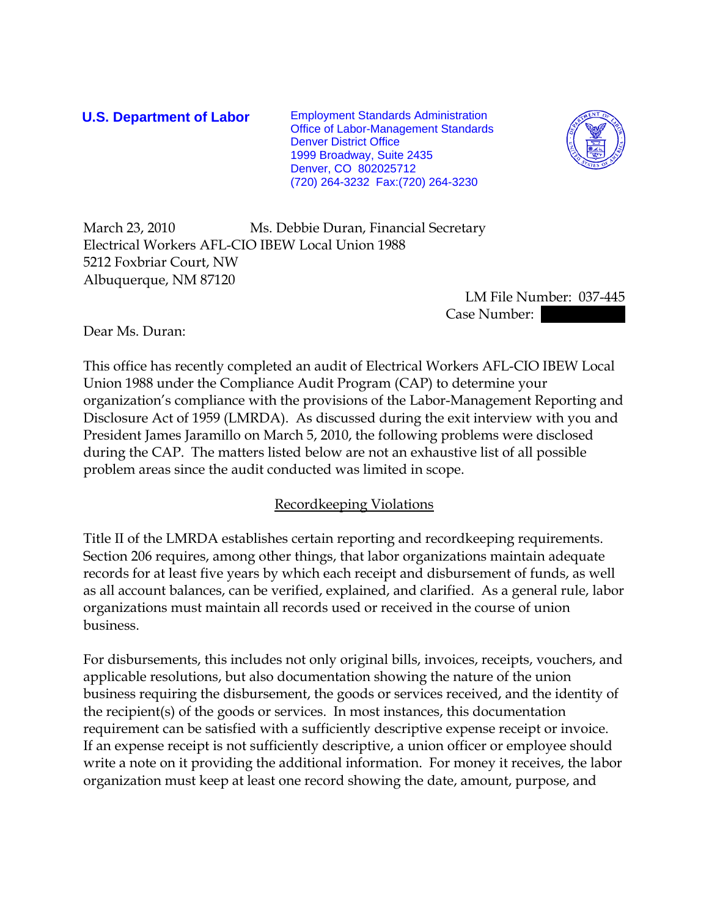**U.S. Department of Labor**

Employment Standards Administration
Office of Labor-Management Standards
Denver District Office
1999 Broadway, Suite 2435
Denver, CO 802025712
(720) 264-3232 Fax:(720) 264-3230

March 23, 2010

Ms. Debbie Duran, Financial Secretary
Electrical Workers AFL-CIO IBEW Local Union 1988
5212 Foxbriar Court, NW
Albuquerque, NM 87120

LM File Number: 037-445
Case Number: 

Dear Ms. Duran:

This office has recently completed an audit of Electrical Workers AFL-CIO IBEW Local Union 1988 under the Compliance Audit Program (CAP) to determine your organization's compliance with the provisions of the Labor-Management Reporting and Disclosure Act of 1959 (LMRDA). As discussed during the exit interview with you and President James Jaramillo on March 5, 2010, the following problems were disclosed during the CAP. The matters listed below are not an exhaustive list of all possible problem areas since the audit conducted was limited in scope.

## Recordkeeping Violations

Title II of the LMRDA establishes certain reporting and recordkeeping requirements. Section 206 requires, among other things, that labor organizations maintain adequate records for at least five years by which each receipt and disbursement of funds, as well as all account balances, can be verified, explained, and clarified. As a general rule, labor organizations must maintain all records used or received in the course of union business.

For disbursements, this includes not only original bills, invoices, receipts, vouchers, and applicable resolutions, but also documentation showing the nature of the union business requiring the disbursement, the goods or services received, and the identity of the recipient(s) of the goods or services. In most instances, this documentation requirement can be satisfied with a sufficiently descriptive expense receipt or invoice. If an expense receipt is not sufficiently descriptive, a union officer or employee should write a note on it providing the additional information. For money it receives, the labor organization must keep at least one record showing the date, amount, purpose, and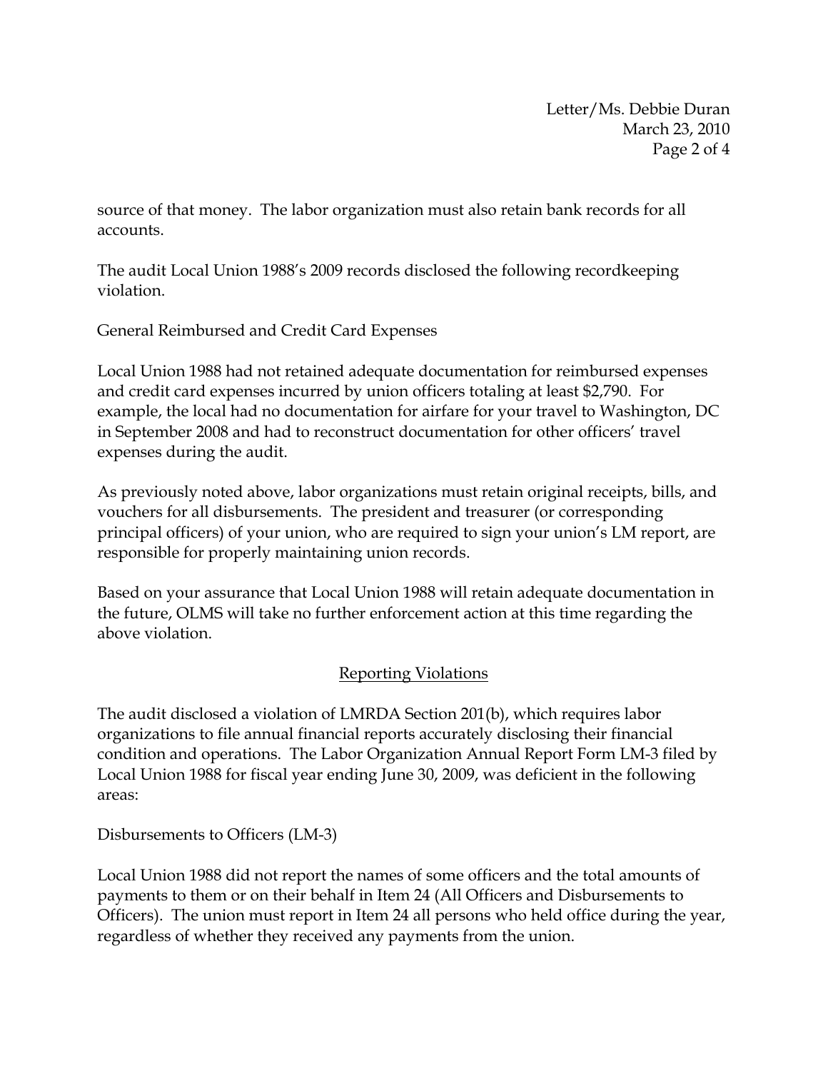source of that money. The labor organization must also retain bank records for all accounts.

The audit Local Union 1988's 2009 records disclosed the following recordkeeping violation.

General Reimbursed and Credit Card Expenses

Local Union 1988 had not retained adequate documentation for reimbursed expenses and credit card expenses incurred by union officers totaling at least $2,790. For example, the local had no documentation for airfare for your travel to Washington, DC in September 2008 and had to reconstruct documentation for other officers' travel expenses during the audit.

As previously noted above, labor organizations must retain original receipts, bills, and vouchers for all disbursements. The president and treasurer (or corresponding principal officers) of your union, who are required to sign your union's LM report, are responsible for properly maintaining union records.

Based on your assurance that Local Union 1988 will retain adequate documentation in the future, OLMS will take no further enforcement action at this time regarding the above violation.

## Reporting Violations

The audit disclosed a violation of LMRDA Section 201(b), which requires labor organizations to file annual financial reports accurately disclosing their financial condition and operations. The Labor Organization Annual Report Form LM-3 filed by Local Union 1988 for fiscal year ending June 30, 2009, was deficient in the following areas:

Disbursements to Officers (LM-3)

Local Union 1988 did not report the names of some officers and the total amounts of payments to them or on their behalf in Item 24 (All Officers and Disbursements to Officers). The union must report in Item 24 all persons who held office during the year, regardless of whether they received any payments from the union.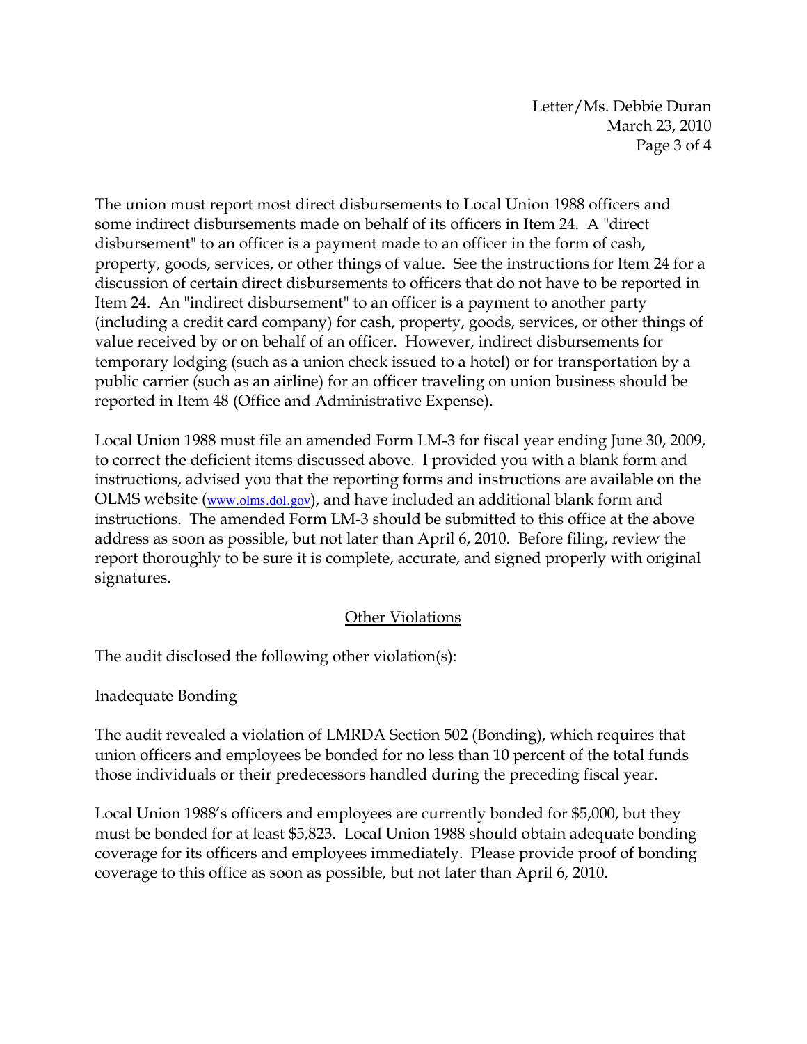The union must report most direct disbursements to Local Union 1988 officers and some indirect disbursements made on behalf of its officers in Item 24. A "direct disbursement" to an officer is a payment made to an officer in the form of cash, property, goods, services, or other things of value. See the instructions for Item 24 for a discussion of certain direct disbursements to officers that do not have to be reported in Item 24. An "indirect disbursement" to an officer is a payment to another party (including a credit card company) for cash, property, goods, services, or other things of value received by or on behalf of an officer. However, indirect disbursements for temporary lodging (such as a union check issued to a hotel) or for transportation by a public carrier (such as an airline) for an officer traveling on union business should be reported in Item 48 (Office and Administrative Expense).

Local Union 1988 must file an amended Form LM-3 for fiscal year ending June 30, 2009, to correct the deficient items discussed above. I provided you with a blank form and instructions, advised you that the reporting forms and instructions are available on the OLMS website (www.olms.dol.gov), and have included an additional blank form and instructions. The amended Form LM-3 should be submitted to this office at the above address as soon as possible, but not later than April 6, 2010. Before filing, review the report thoroughly to be sure it is complete, accurate, and signed properly with original signatures.

## Other Violations

The audit disclosed the following other violation(s):

Inadequate Bonding

The audit revealed a violation of LMRDA Section 502 (Bonding), which requires that union officers and employees be bonded for no less than 10 percent of the total funds those individuals or their predecessors handled during the preceding fiscal year.

Local Union 1988's officers and employees are currently bonded for $5,000, but they must be bonded for at least $5,823. Local Union 1988 should obtain adequate bonding coverage for its officers and employees immediately. Please provide proof of bonding coverage to this office as soon as possible, but not later than April 6, 2010.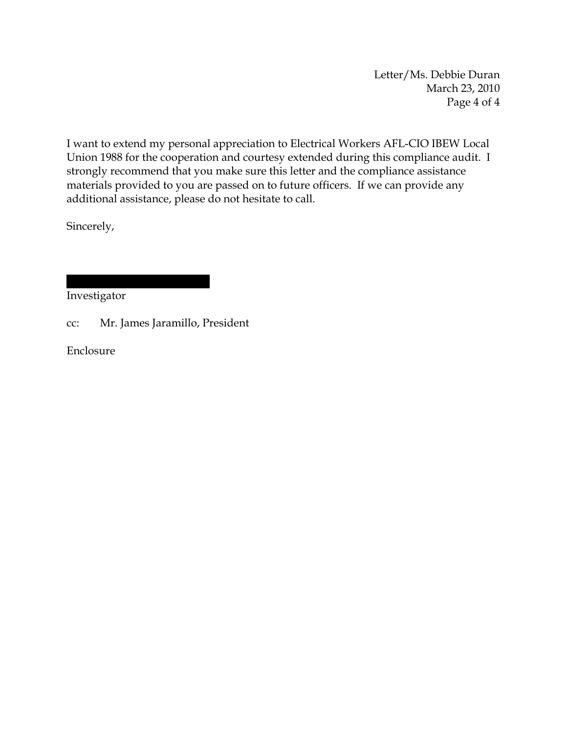I want to extend my personal appreciation to Electrical Workers AFL-CIO IBEW Local Union 1988 for the cooperation and courtesy extended during this compliance audit. I strongly recommend that you make sure this letter and the compliance assistance materials provided to you are passed on to future officers. If we can provide any additional assistance, please do not hesitate to call.

Sincerely,

Investigator

cc: Mr. James Jaramillo, President

Enclosure